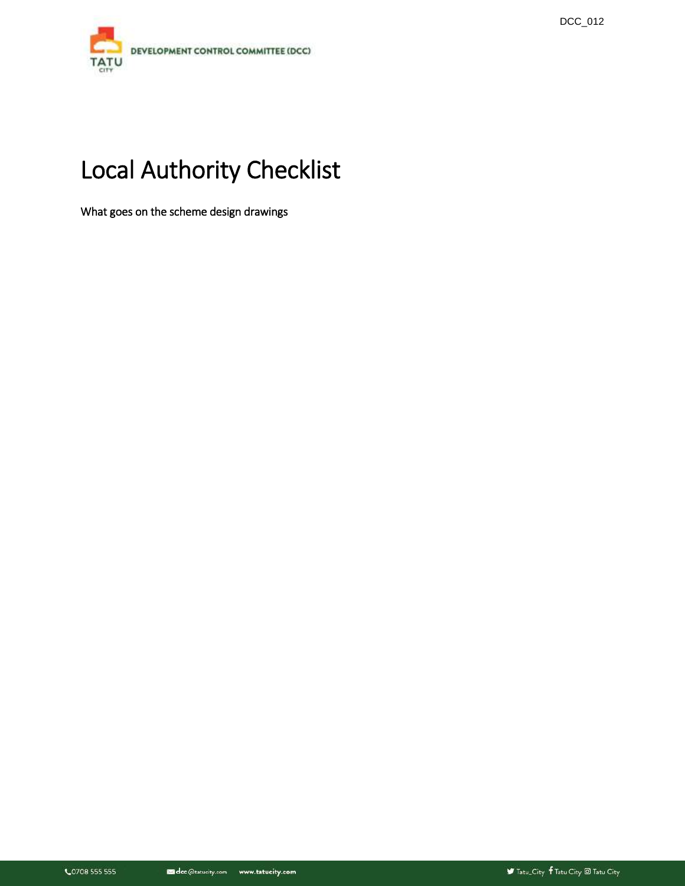DCC_012

DEVELOPMENT CONTROL COMMITTEE (DCC)

# Local Authority Checklist

What goes on the scheme design drawings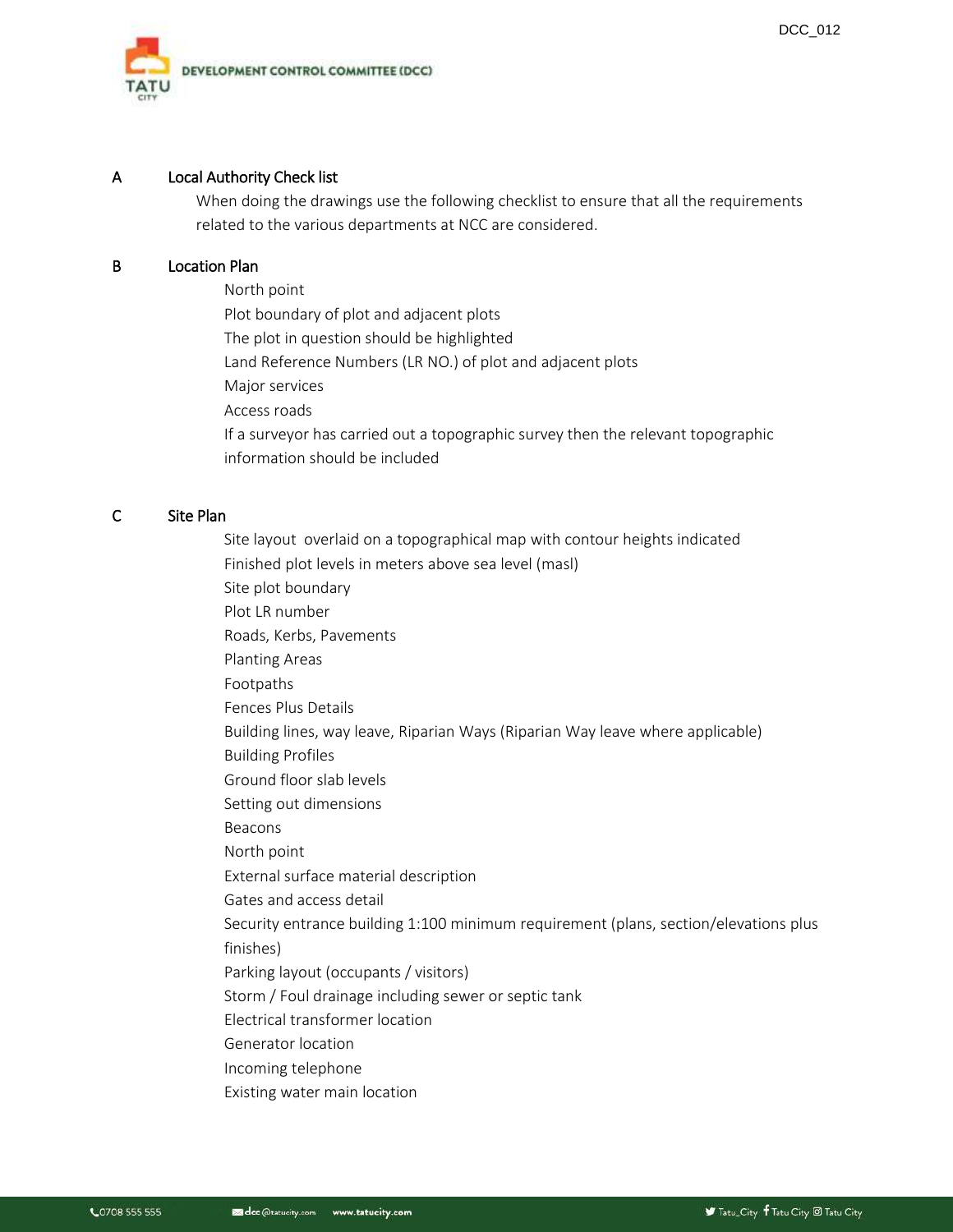## A Local Authority Check list

When doing the drawings use the following checklist to ensure that all the requirements related to the various departments at NCC are considered.

## B Location Plan

North point
Plot boundary of plot and adjacent plots
The plot in question should be highlighted
Land Reference Numbers (LR NO.) of plot and adjacent plots
Major services
Access roads
If a surveyor has carried out a topographic survey then the relevant topographic information should be included

## C Site Plan

Site layout overlaid on a topographical map with contour heights indicated
Finished plot levels in meters above sea level (masl)
Site plot boundary
Plot LR number
Roads, Kerbs, Pavements
Planting Areas
Footpaths
Fences Plus Details
Building lines, way leave, Riparian Ways (Riparian Way leave where applicable)
Building Profiles
Ground floor slab levels
Setting out dimensions
Beacons
North point
External surface material description
Gates and access detail
Security entrance building 1:100 minimum requirement (plans, section/elevations plus finishes)
Parking layout (occupants / visitors)
Storm / Foul drainage including sewer or septic tank
Electrical transformer location
Generator location
Incoming telephone
Existing water main location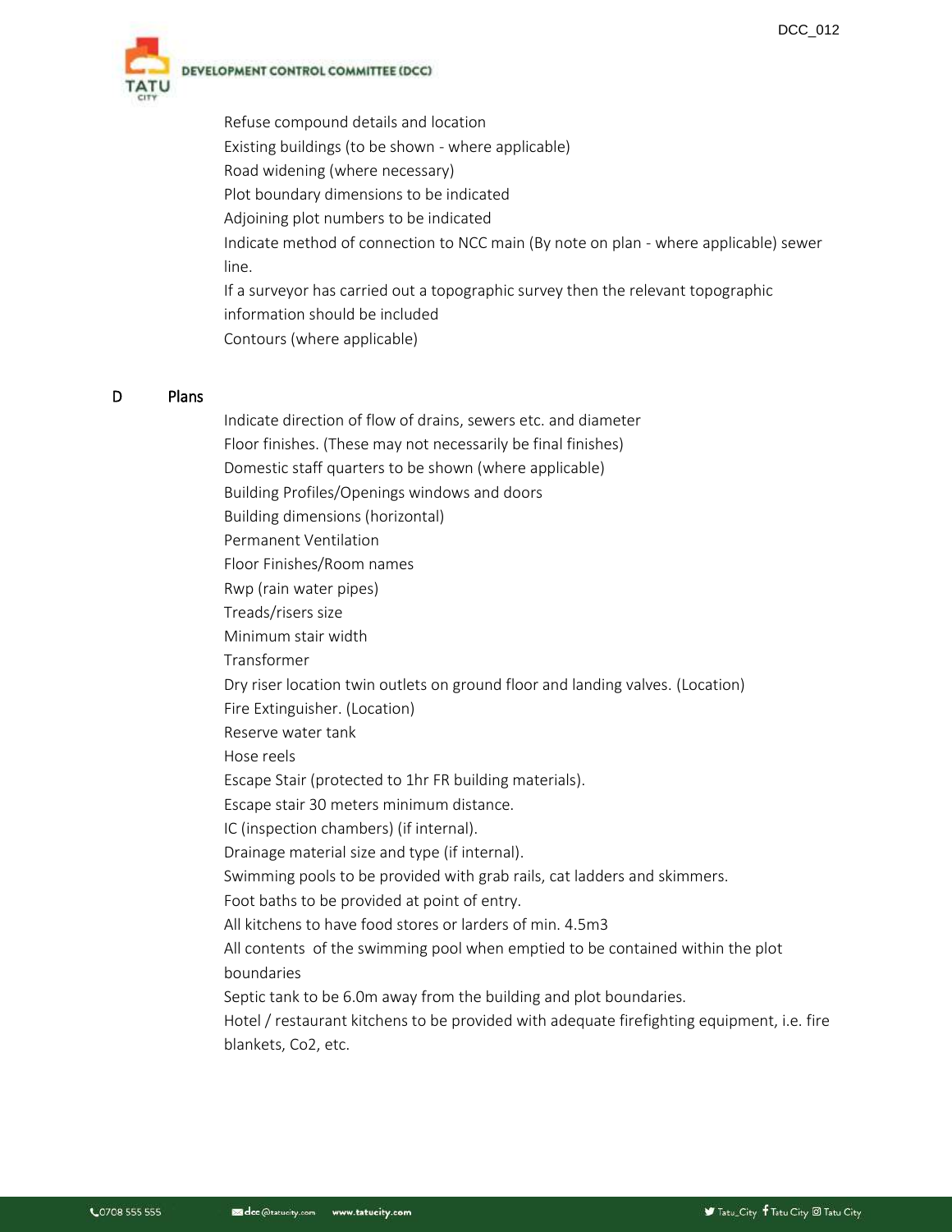Refuse compound details and location

Existing buildings (to be shown - where applicable)

Road widening (where necessary)

Plot boundary dimensions to be indicated

Adjoining plot numbers to be indicated

Indicate method of connection to NCC main (By note on plan - where applicable) sewer line.

If a surveyor has carried out a topographic survey then the relevant topographic information should be included

Contours (where applicable)

## D Plans

Indicate direction of flow of drains, sewers etc. and diameter

Floor finishes. (These may not necessarily be final finishes)

Domestic staff quarters to be shown (where applicable)

Building Profiles/Openings windows and doors

Building dimensions (horizontal)

Permanent Ventilation

Floor Finishes/Room names

Rwp (rain water pipes)

Treads/risers size

Minimum stair width

Transformer

Dry riser location twin outlets on ground floor and landing valves. (Location)

Fire Extinguisher. (Location)

Reserve water tank

Hose reels

Escape Stair (protected to 1hr FR building materials).

Escape stair 30 meters minimum distance.

IC (inspection chambers) (if internal).

Drainage material size and type (if internal).

Swimming pools to be provided with grab rails, cat ladders and skimmers.

Foot baths to be provided at point of entry.

All kitchens to have food stores or larders of min. 4.5m3

All contents of the swimming pool when emptied to be contained within the plot boundaries

Septic tank to be 6.0m away from the building and plot boundaries.

Hotel / restaurant kitchens to be provided with adequate firefighting equipment, i.e. fire blankets, Co2, etc.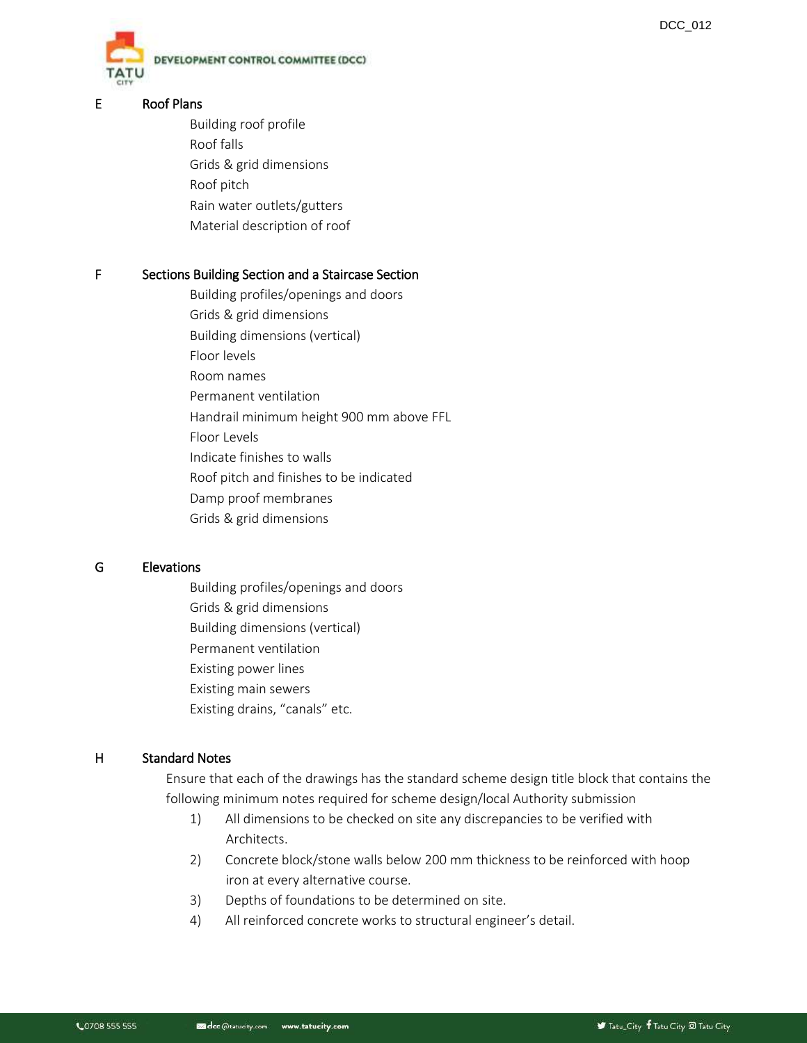## E Roof Plans

- Building roof profile
- Roof falls
- Grids & grid dimensions
- Roof pitch
- Rain water outlets/gutters
- Material description of roof

## F Sections Building Section and a Staircase Section

- Building profiles/openings and doors
- Grids & grid dimensions
- Building dimensions (vertical)
- Floor levels
- Room names
- Permanent ventilation
- Handrail minimum height 900 mm above FFL
- Floor Levels
- Indicate finishes to walls
- Roof pitch and finishes to be indicated
- Damp proof membranes
- Grids & grid dimensions

## G Elevations

- Building profiles/openings and doors
- Grids & grid dimensions
- Building dimensions (vertical)
- Permanent ventilation
- Existing power lines
- Existing main sewers
- Existing drains, “canals” etc.

## H Standard Notes

Ensure that each of the drawings has the standard scheme design title block that contains the following minimum notes required for scheme design/local Authority submission

1) All dimensions to be checked on site any discrepancies to be verified with Architects.
2) Concrete block/stone walls below 200 mm thickness to be reinforced with hoop iron at every alternative course.
3) Depths of foundations to be determined on site.
4) All reinforced concrete works to structural engineer’s detail.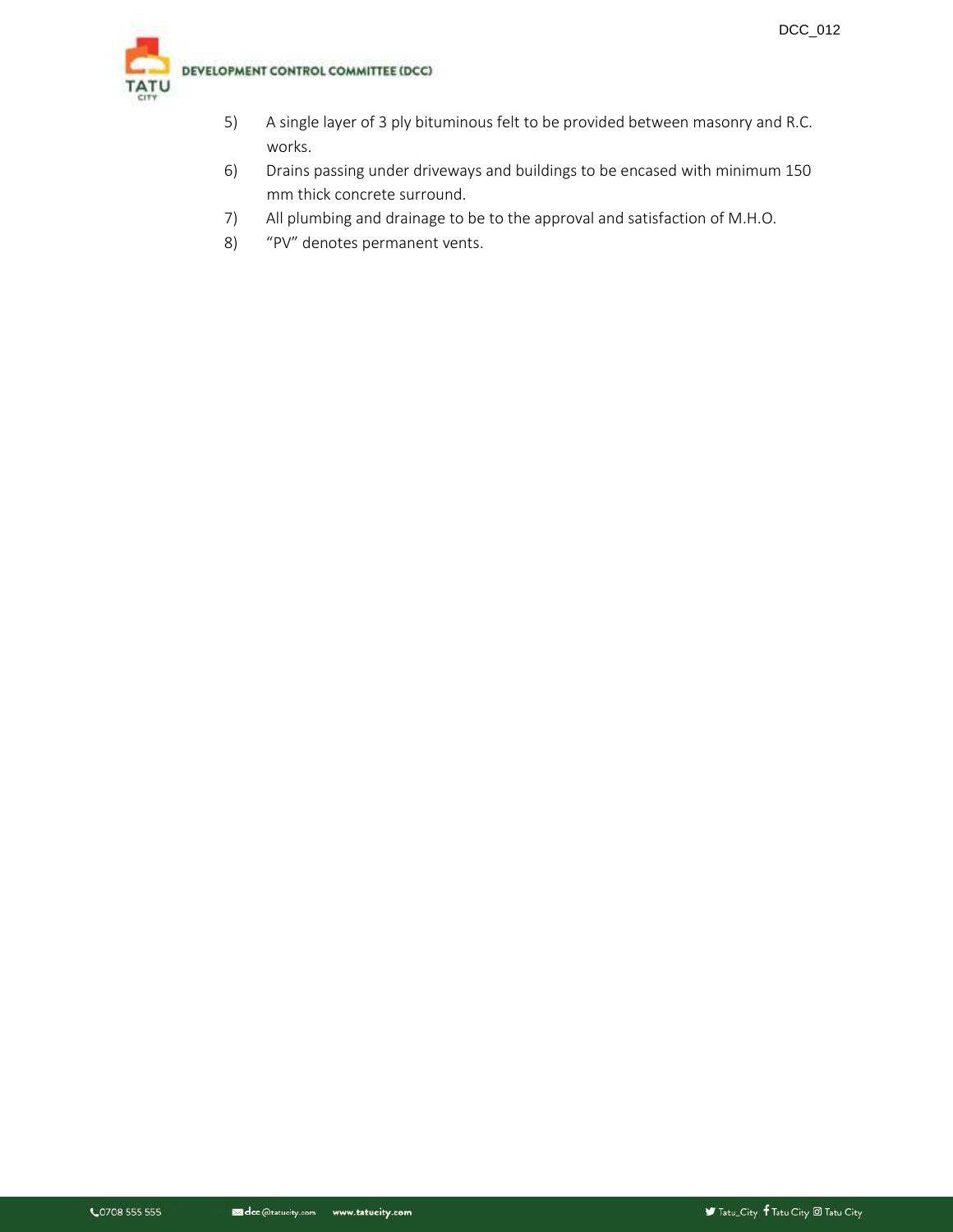5) A single layer of 3 ply bituminous felt to be provided between masonry and R.C. works.
6) Drains passing under driveways and buildings to be encased with minimum 150 mm thick concrete surround.
7) All plumbing and drainage to be to the approval and satisfaction of M.H.O.
8) "PV" denotes permanent vents.